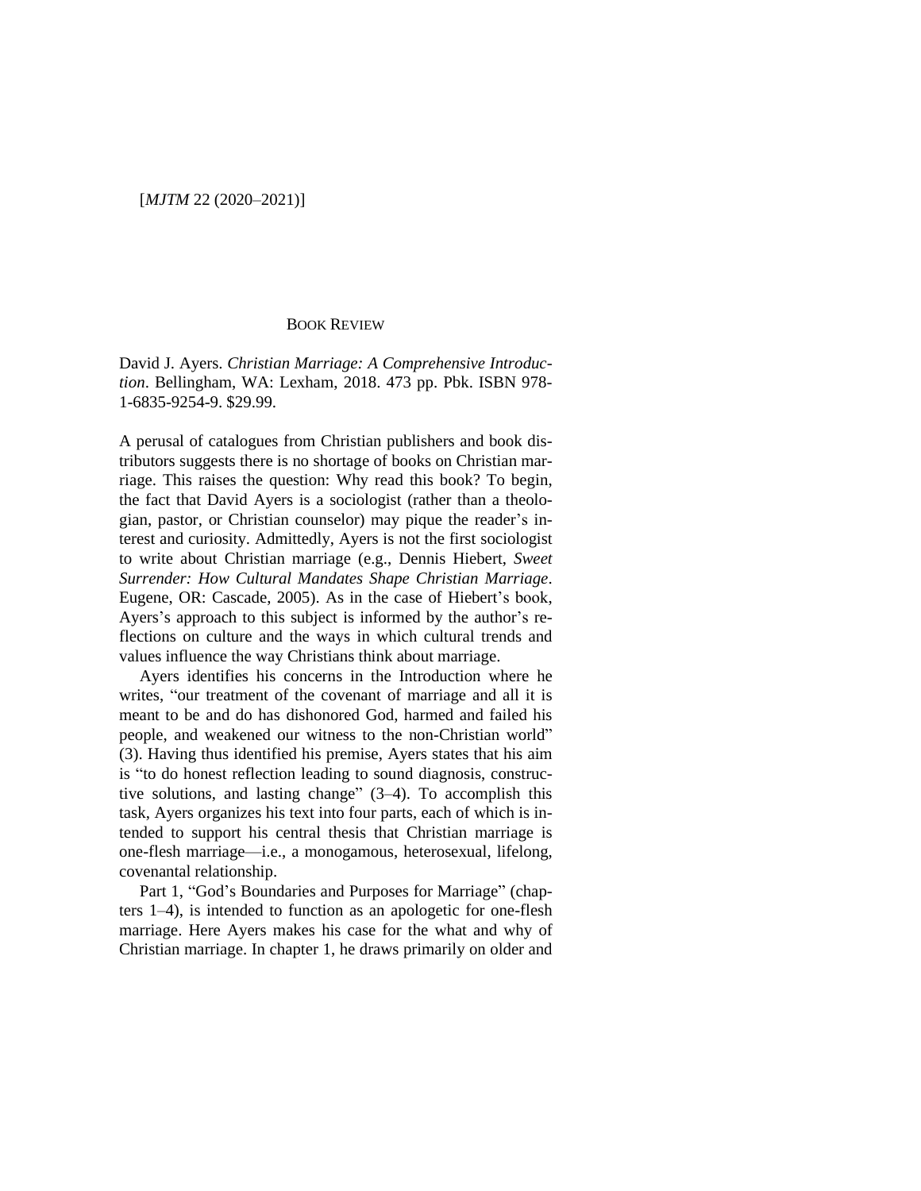## BOOK REVIEW

David J. Ayers. *Christian Marriage: A Comprehensive Introduction*. Bellingham, WA: Lexham, 2018. 473 pp. Pbk. ISBN 978-1-6835-9254-9. $29.99.

A perusal of catalogues from Christian publishers and book distributors suggests there is no shortage of books on Christian marriage. This raises the question: Why read this book? To begin, the fact that David Ayers is a sociologist (rather than a theologian, pastor, or Christian counselor) may pique the reader's interest and curiosity. Admittedly, Ayers is not the first sociologist to write about Christian marriage (e.g., Dennis Hiebert, *Sweet Surrender: How Cultural Mandates Shape Christian Marriage*. Eugene, OR: Cascade, 2005). As in the case of Hiebert's book, Ayers's approach to this subject is informed by the author's reflections on culture and the ways in which cultural trends and values influence the way Christians think about marriage.

Ayers identifies his concerns in the Introduction where he writes, "our treatment of the covenant of marriage and all it is meant to be and do has dishonored God, harmed and failed his people, and weakened our witness to the non-Christian world" (3). Having thus identified his premise, Ayers states that his aim is "to do honest reflection leading to sound diagnosis, constructive solutions, and lasting change" (3–4). To accomplish this task, Ayers organizes his text into four parts, each of which is intended to support his central thesis that Christian marriage is one-flesh marriage—i.e., a monogamous, heterosexual, lifelong, covenantal relationship.

Part 1, "God's Boundaries and Purposes for Marriage" (chapters 1–4), is intended to function as an apologetic for one-flesh marriage. Here Ayers makes his case for the what and why of Christian marriage. In chapter 1, he draws primarily on older and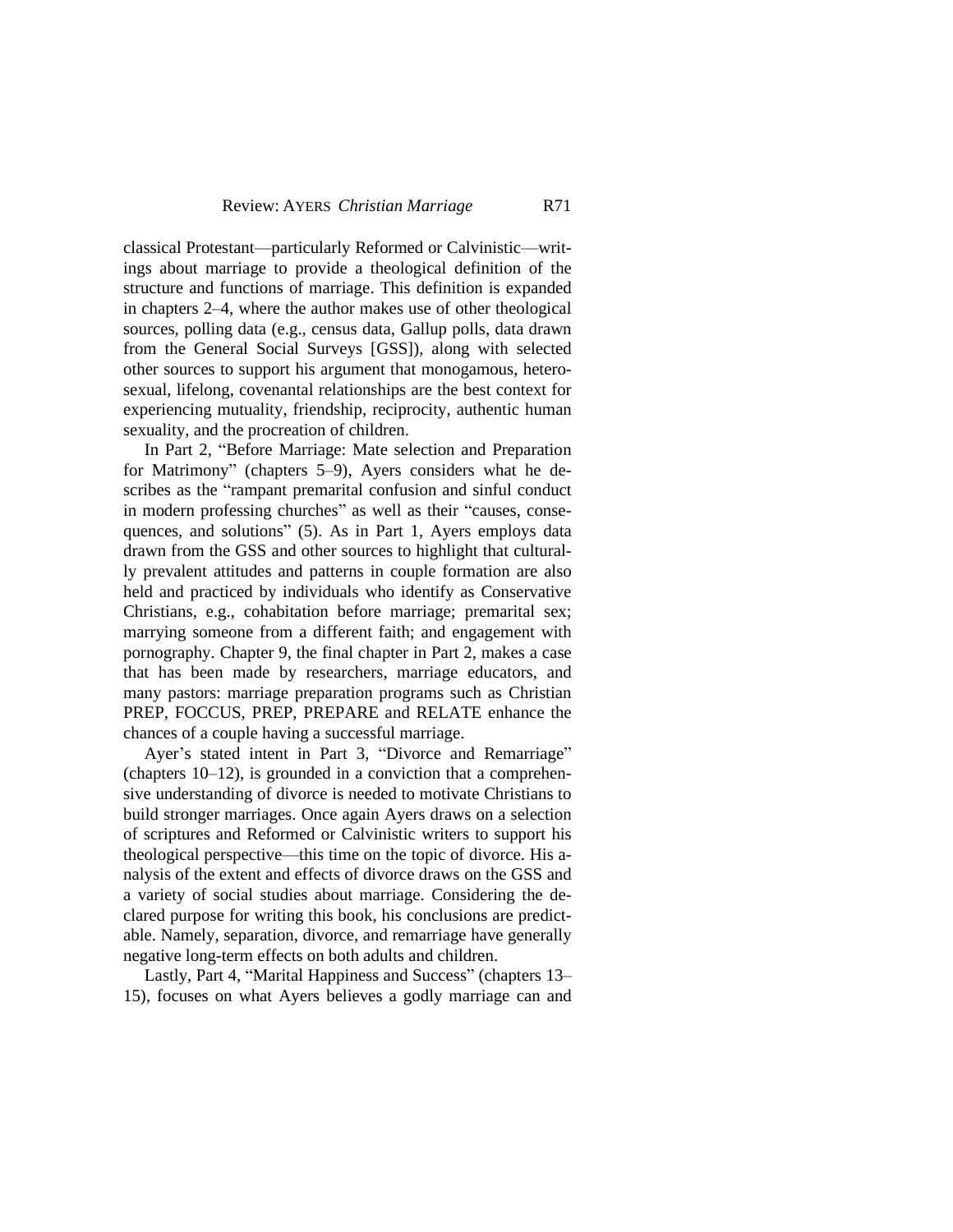classical Protestant—particularly Reformed or Calvinistic—writings about marriage to provide a theological definition of the structure and functions of marriage. This definition is expanded in chapters 2–4, where the author makes use of other theological sources, polling data (e.g., census data, Gallup polls, data drawn from the General Social Surveys [GSS]), along with selected other sources to support his argument that monogamous, heterosexual, lifelong, covenantal relationships are the best context for experiencing mutuality, friendship, reciprocity, authentic human sexuality, and the procreation of children.

In Part 2, "Before Marriage: Mate selection and Preparation for Matrimony" (chapters 5–9), Ayers considers what he describes as the "rampant premarital confusion and sinful conduct in modern professing churches" as well as their "causes, consequences, and solutions" (5). As in Part 1, Ayers employs data drawn from the GSS and other sources to highlight that culturally prevalent attitudes and patterns in couple formation are also held and practiced by individuals who identify as Conservative Christians, e.g., cohabitation before marriage; premarital sex; marrying someone from a different faith; and engagement with pornography. Chapter 9, the final chapter in Part 2, makes a case that has been made by researchers, marriage educators, and many pastors: marriage preparation programs such as Christian PREP, FOCCUS, PREP, PREPARE and RELATE enhance the chances of a couple having a successful marriage.

Ayer's stated intent in Part 3, "Divorce and Remarriage" (chapters 10–12), is grounded in a conviction that a comprehensive understanding of divorce is needed to motivate Christians to build stronger marriages. Once again Ayers draws on a selection of scriptures and Reformed or Calvinistic writers to support his theological perspective—this time on the topic of divorce. His analysis of the extent and effects of divorce draws on the GSS and a variety of social studies about marriage. Considering the declared purpose for writing this book, his conclusions are predictable. Namely, separation, divorce, and remarriage have generally negative long-term effects on both adults and children.

Lastly, Part 4, "Marital Happiness and Success" (chapters 13–15), focuses on what Ayers believes a godly marriage can and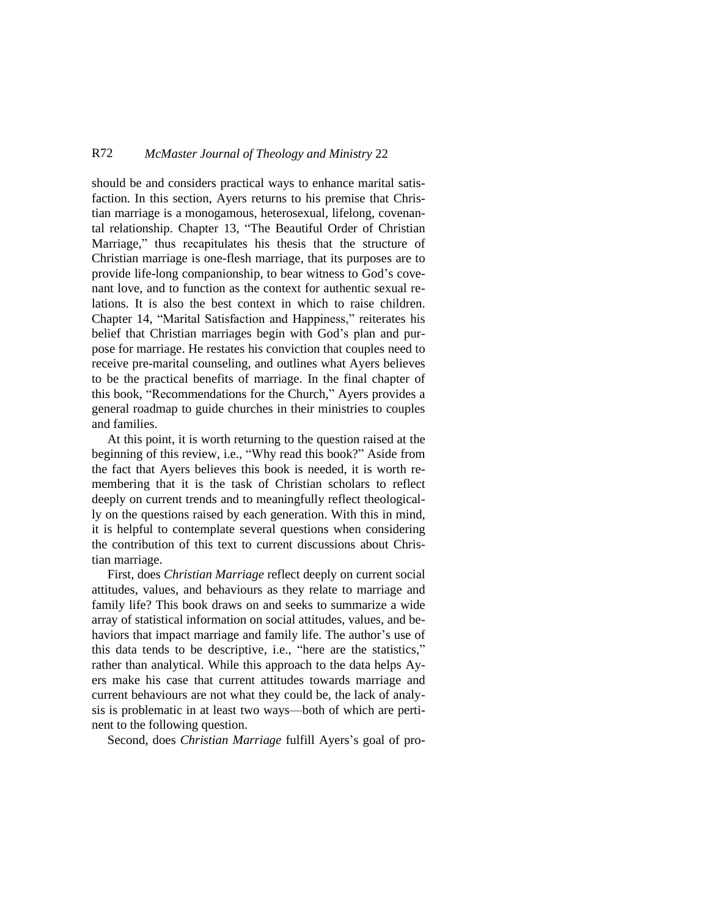should be and considers practical ways to enhance marital satisfaction. In this section, Ayers returns to his premise that Christian marriage is a monogamous, heterosexual, lifelong, covenantal relationship. Chapter 13, "The Beautiful Order of Christian Marriage," thus recapitulates his thesis that the structure of Christian marriage is one-flesh marriage, that its purposes are to provide life-long companionship, to bear witness to God's covenant love, and to function as the context for authentic sexual relations. It is also the best context in which to raise children. Chapter 14, "Marital Satisfaction and Happiness," reiterates his belief that Christian marriages begin with God's plan and purpose for marriage. He restates his conviction that couples need to receive pre-marital counseling, and outlines what Ayers believes to be the practical benefits of marriage. In the final chapter of this book, "Recommendations for the Church," Ayers provides a general roadmap to guide churches in their ministries to couples and families.

At this point, it is worth returning to the question raised at the beginning of this review, i.e., "Why read this book?" Aside from the fact that Ayers believes this book is needed, it is worth remembering that it is the task of Christian scholars to reflect deeply on current trends and to meaningfully reflect theologically on the questions raised by each generation. With this in mind, it is helpful to contemplate several questions when considering the contribution of this text to current discussions about Christian marriage.

First, does *Christian Marriage* reflect deeply on current social attitudes, values, and behaviours as they relate to marriage and family life? This book draws on and seeks to summarize a wide array of statistical information on social attitudes, values, and behaviors that impact marriage and family life. The author's use of this data tends to be descriptive, i.e., "here are the statistics," rather than analytical. While this approach to the data helps Ayers make his case that current attitudes towards marriage and current behaviours are not what they could be, the lack of analysis is problematic in at least two ways—both of which are pertinent to the following question.

Second, does *Christian Marriage* fulfill Ayers's goal of pro-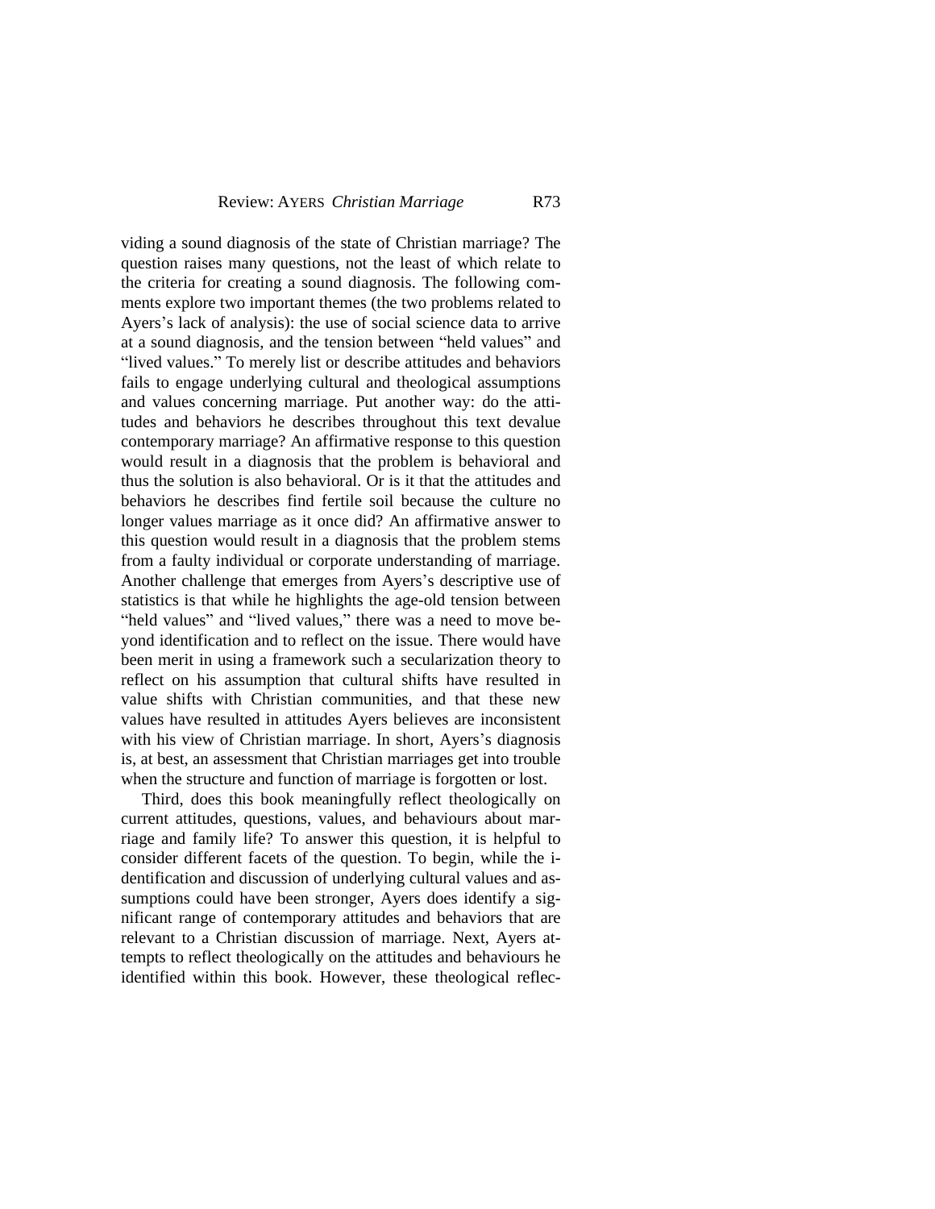viding a sound diagnosis of the state of Christian marriage? The question raises many questions, not the least of which relate to the criteria for creating a sound diagnosis. The following comments explore two important themes (the two problems related to Ayers's lack of analysis): the use of social science data to arrive at a sound diagnosis, and the tension between "held values" and "lived values." To merely list or describe attitudes and behaviors fails to engage underlying cultural and theological assumptions and values concerning marriage. Put another way: do the attitudes and behaviors he describes throughout this text devalue contemporary marriage? An affirmative response to this question would result in a diagnosis that the problem is behavioral and thus the solution is also behavioral. Or is it that the attitudes and behaviors he describes find fertile soil because the culture no longer values marriage as it once did? An affirmative answer to this question would result in a diagnosis that the problem stems from a faulty individual or corporate understanding of marriage. Another challenge that emerges from Ayers's descriptive use of statistics is that while he highlights the age-old tension between "held values" and "lived values," there was a need to move beyond identification and to reflect on the issue. There would have been merit in using a framework such a secularization theory to reflect on his assumption that cultural shifts have resulted in value shifts with Christian communities, and that these new values have resulted in attitudes Ayers believes are inconsistent with his view of Christian marriage. In short, Ayers's diagnosis is, at best, an assessment that Christian marriages get into trouble when the structure and function of marriage is forgotten or lost.

Third, does this book meaningfully reflect theologically on current attitudes, questions, values, and behaviours about marriage and family life? To answer this question, it is helpful to consider different facets of the question. To begin, while the identification and discussion of underlying cultural values and assumptions could have been stronger, Ayers does identify a significant range of contemporary attitudes and behaviors that are relevant to a Christian discussion of marriage. Next, Ayers attempts to reflect theologically on the attitudes and behaviours he identified within this book. However, these theological reflec-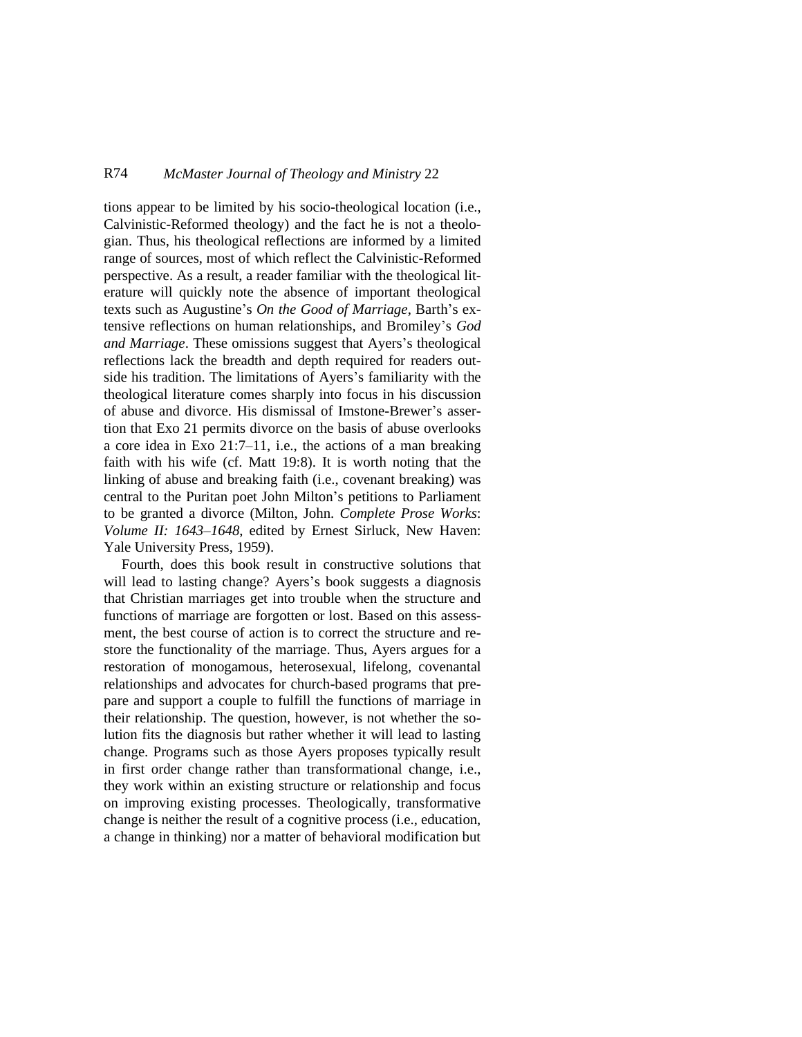tions appear to be limited by his socio-theological location (i.e., Calvinistic-Reformed theology) and the fact he is not a theologian. Thus, his theological reflections are informed by a limited range of sources, most of which reflect the Calvinistic-Reformed perspective. As a result, a reader familiar with the theological literature will quickly note the absence of important theological texts such as Augustine's *On the Good of Marriage*, Barth's extensive reflections on human relationships, and Bromiley's *God and Marriage*. These omissions suggest that Ayers's theological reflections lack the breadth and depth required for readers outside his tradition. The limitations of Ayers's familiarity with the theological literature comes sharply into focus in his discussion of abuse and divorce. His dismissal of Imstone-Brewer's assertion that Exo 21 permits divorce on the basis of abuse overlooks a core idea in Exo 21:7–11, i.e., the actions of a man breaking faith with his wife (cf. Matt 19:8). It is worth noting that the linking of abuse and breaking faith (i.e., covenant breaking) was central to the Puritan poet John Milton's petitions to Parliament to be granted a divorce (Milton, John. *Complete Prose Works*: *Volume II: 1643–1648*, edited by Ernest Sirluck, New Haven: Yale University Press, 1959).

Fourth, does this book result in constructive solutions that will lead to lasting change? Ayers's book suggests a diagnosis that Christian marriages get into trouble when the structure and functions of marriage are forgotten or lost. Based on this assessment, the best course of action is to correct the structure and restore the functionality of the marriage. Thus, Ayers argues for a restoration of monogamous, heterosexual, lifelong, covenantal relationships and advocates for church-based programs that prepare and support a couple to fulfill the functions of marriage in their relationship. The question, however, is not whether the solution fits the diagnosis but rather whether it will lead to lasting change. Programs such as those Ayers proposes typically result in first order change rather than transformational change, i.e., they work within an existing structure or relationship and focus on improving existing processes. Theologically, transformative change is neither the result of a cognitive process (i.e., education, a change in thinking) nor a matter of behavioral modification but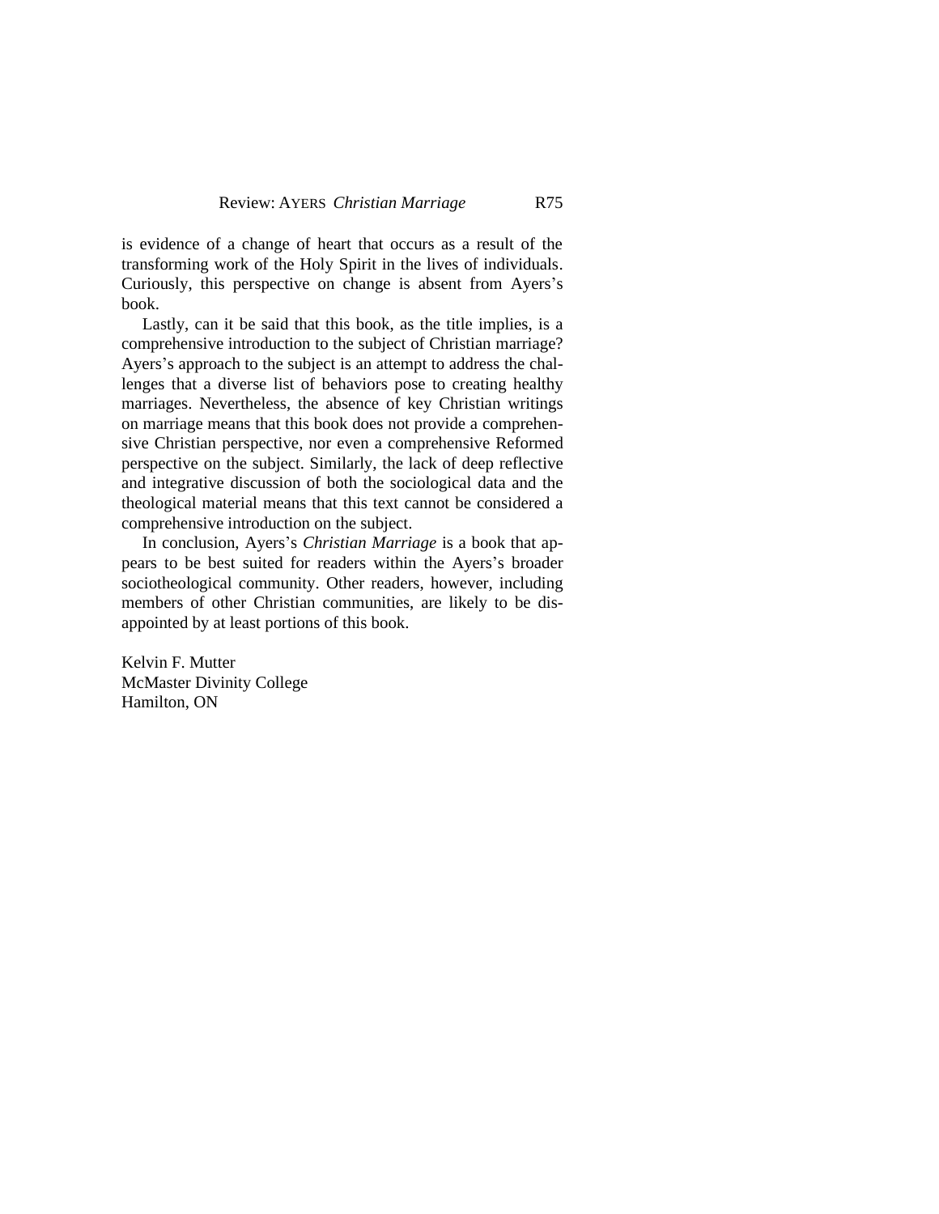is evidence of a change of heart that occurs as a result of the transforming work of the Holy Spirit in the lives of individuals. Curiously, this perspective on change is absent from Ayers's book.

Lastly, can it be said that this book, as the title implies, is a comprehensive introduction to the subject of Christian marriage? Ayers's approach to the subject is an attempt to address the challenges that a diverse list of behaviors pose to creating healthy marriages. Nevertheless, the absence of key Christian writings on marriage means that this book does not provide a comprehensive Christian perspective, nor even a comprehensive Reformed perspective on the subject. Similarly, the lack of deep reflective and integrative discussion of both the sociological data and the theological material means that this text cannot be considered a comprehensive introduction on the subject.

In conclusion, Ayers's *Christian Marriage* is a book that appears to be best suited for readers within the Ayers's broader sociotheological community. Other readers, however, including members of other Christian communities, are likely to be disappointed by at least portions of this book.

Kelvin F. Mutter
McMaster Divinity College
Hamilton, ON